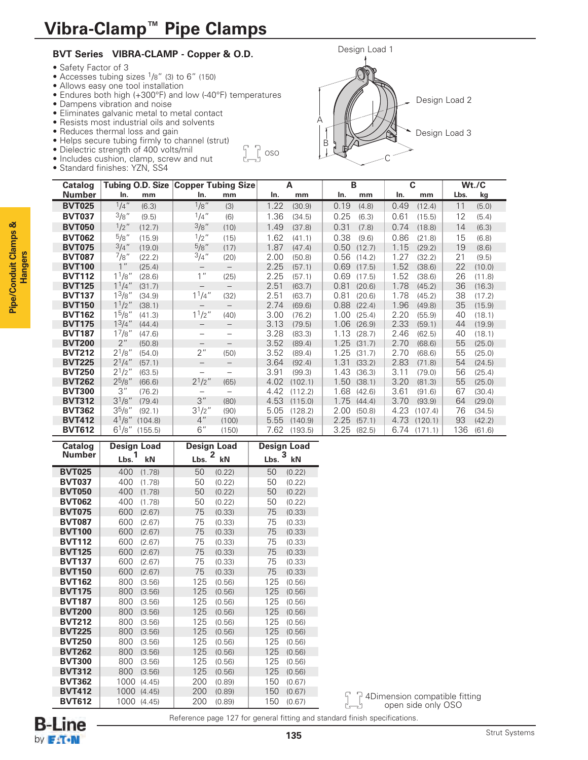# Vibra-Clamp™ Pipe Clamps

## BVT Series VIBRA-CLAMP - Copper & O.D.

- Safety Factor of 3
- Accesses tubing sizes 1/8" (3) to 6" (150)
- Allows easy one tool installation
- Endures both high (+300°F) and low (-40°F) temperatures
- Dampens vibration and noise
- Eliminates galvanic metal to metal contact
- Resists most industrial oils and solvents
- Reduces thermal loss and gain
- Helps secure tubing firmly to channel (strut)
- Dielectric strength of 400 volts/mil
- Includes cushion, clamp, screw and nut
- Standard finishes: YZN, SS4

OSO

Design Load 1

Design Load 2

Design Load 3

| Catalog Number | Tubing O.D. Size | | Copper Tubing Size | | A | | B | | C | | Wt./C | |
|---|---|---|---|---|---|---|---|---|---|---|---|---|
| | In. | mm | In. | mm | In. | mm | In. | mm | In. | mm | Lbs. | kg |
| **BVT025** | 1/4" | (6.3) | 1/8" | (3) | 1.22 | (30.9) | 0.19 | (4.8) | 0.49 | (12.4) | 11 | (5.0) |
| **BVT037** | 3/8" | (9.5) | 1/4" | (6) | 1.36 | (34.5) | 0.25 | (6.3) | 0.61 | (15.5) | 12 | (5.4) |
| **BVT050** | 1/2" | (12.7) | 3/8" | (10) | 1.49 | (37.8) | 0.31 | (7.8) | 0.74 | (18.8) | 14 | (6.3) |
| **BVT062** | 5/8" | (15.9) | 1/2" | (15) | 1.62 | (41.1) | 0.38 | (9.6) | 0.86 | (21.8) | 15 | (6.8) |
| **BVT075** | 3/4" | (19.0) | 5/8" | (17) | 1.87 | (47.4) | 0.50 | (12.7) | 1.15 | (29.2) | 19 | (8.6) |
| **BVT087** | 7/8" | (22.2) | 3/4" | (20) | 2.00 | (50.8) | 0.56 | (14.2) | 1.27 | (32.2) | 21 | (9.5) |
| **BVT100** | 1" | (25.4) | – | – | 2.25 | (57.1) | 0.69 | (17.5) | 1.52 | (38.6) | 22 | (10.0) |
| **BVT112** | 1 1/8" | (28.6) | 1" | (25) | 2.25 | (57.1) | 0.69 | (17.5) | 1.52 | (38.6) | 26 | (11.8) |
| **BVT125** | 1 1/4" | (31.7) | – | – | 2.51 | (63.7) | 0.81 | (20.6) | 1.78 | (45.2) | 36 | (16.3) |
| **BVT137** | 1 3/8" | (34.9) | 1 1/4" | (32) | 2.51 | (63.7) | 0.81 | (20.6) | 1.78 | (45.2) | 38 | (17.2) |
| **BVT150** | 1 1/2" | (38.1) | – | – | 2.74 | (69.6) | 0.88 | (22.4) | 1.96 | (49.8) | 35 | (15.9) |
| **BVT162** | 1 5/8" | (41.3) | 1 1/2" | (40) | 3.00 | (76.2) | 1.00 | (25.4) | 2.20 | (55.9) | 40 | (18.1) |
| **BVT175** | 1 3/4" | (44.4) | – | – | 3.13 | (79.5) | 1.06 | (26.9) | 2.33 | (59.1) | 44 | (19.9) |
| **BVT187** | 1 7/8" | (47.6) | – | – | 3.28 | (83.3) | 1.13 | (28.7) | 2.46 | (62.5) | 40 | (18.1) |
| **BVT200** | 2" | (50.8) | – | – | 3.52 | (89.4) | 1.25 | (31.7) | 2.70 | (68.6) | 55 | (25.0) |
| **BVT212** | 2 1/8" | (54.0) | 2" | (50) | 3.52 | (89.4) | 1.25 | (31.7) | 2.70 | (68.6) | 55 | (25.0) |
| **BVT225** | 2 1/4" | (57.1) | – | – | 3.64 | (92.4) | 1.31 | (33.2) | 2.83 | (71.8) | 54 | (24.5) |
| **BVT250** | 2 1/2" | (63.5) | – | – | 3.91 | (99.3) | 1.43 | (36.3) | 3.11 | (79.0) | 56 | (25.4) |
| **BVT262** | 2 5/8" | (66.6) | 2 1/2" | (65) | 4.02 | (102.1) | 1.50 | (38.1) | 3.20 | (81.3) | 55 | (25.0) |
| **BVT300** | 3" | (76.2) | – | – | 4.42 | (112.2) | 1.68 | (42.6) | 3.61 | (91.6) | 67 | (30.4) |
| **BVT312** | 3 1/8" | (79.4) | 3" | (80) | 4.53 | (115.0) | 1.75 | (44.4) | 3.70 | (93.9) | 64 | (29.0) |
| **BVT362** | 3 5/8" | (92.1) | 3 1/2" | (90) | 5.05 | (128.2) | 2.00 | (50.8) | 4.23 | (107.4) | 76 | (34.5) |
| **BVT412** | 4 1/8" | (104.8) | 4" | (100) | 5.55 | (140.9) | 2.25 | (57.1) | 4.73 | (120.1) | 93 | (42.2) |
| **BVT612** | 6 1/8" | (155.5) | 6" | (150) | 7.62 | (193.5) | 3.25 | (82.5) | 6.74 | (171.1) | 136 | (61.6) |

| Catalog Number | Design Load 1 | | Design Load 2 | | Design Load 3 | |
|---|---|---|---|---|---|---|
| | Lbs. | kN | Lbs. | kN | Lbs. | kN |
| **BVT025** | 400 | (1.78) | 50 | (0.22) | 50 | (0.22) |
| **BVT037** | 400 | (1.78) | 50 | (0.22) | 50 | (0.22) |
| **BVT050** | 400 | (1.78) | 50 | (0.22) | 50 | (0.22) |
| **BVT062** | 400 | (1.78) | 50 | (0.22) | 50 | (0.22) |
| **BVT075** | 600 | (2.67) | 75 | (0.33) | 75 | (0.33) |
| **BVT087** | 600 | (2.67) | 75 | (0.33) | 75 | (0.33) |
| **BVT100** | 600 | (2.67) | 75 | (0.33) | 75 | (0.33) |
| **BVT112** | 600 | (2.67) | 75 | (0.33) | 75 | (0.33) |
| **BVT125** | 600 | (2.67) | 75 | (0.33) | 75 | (0.33) |
| **BVT137** | 600 | (2.67) | 75 | (0.33) | 75 | (0.33) |
| **BVT150** | 600 | (2.67) | 75 | (0.33) | 75 | (0.33) |
| **BVT162** | 800 | (3.56) | 125 | (0.56) | 125 | (0.56) |
| **BVT175** | 800 | (3.56) | 125 | (0.56) | 125 | (0.56) |
| **BVT187** | 800 | (3.56) | 125 | (0.56) | 125 | (0.56) |
| **BVT200** | 800 | (3.56) | 125 | (0.56) | 125 | (0.56) |
| **BVT212** | 800 | (3.56) | 125 | (0.56) | 125 | (0.56) |
| **BVT225** | 800 | (3.56) | 125 | (0.56) | 125 | (0.56) |
| **BVT250** | 800 | (3.56) | 125 | (0.56) | 125 | (0.56) |
| **BVT262** | 800 | (3.56) | 125 | (0.56) | 125 | (0.56) |
| **BVT300** | 800 | (3.56) | 125 | (0.56) | 125 | (0.56) |
| **BVT312** | 800 | (3.56) | 125 | (0.56) | 125 | (0.56) |
| **BVT362** | 1000 | (4.45) | 200 | (0.89) | 150 | (0.67) |
| **BVT412** | 1000 | (4.45) | 200 | (0.89) | 150 | (0.67) |
| **BVT612** | 1000 | (4.45) | 200 | (0.89) | 150 | (0.67) |

4Dimension compatible fitting open side only OSO

Reference page 127 for general fitting and standard finish specifications.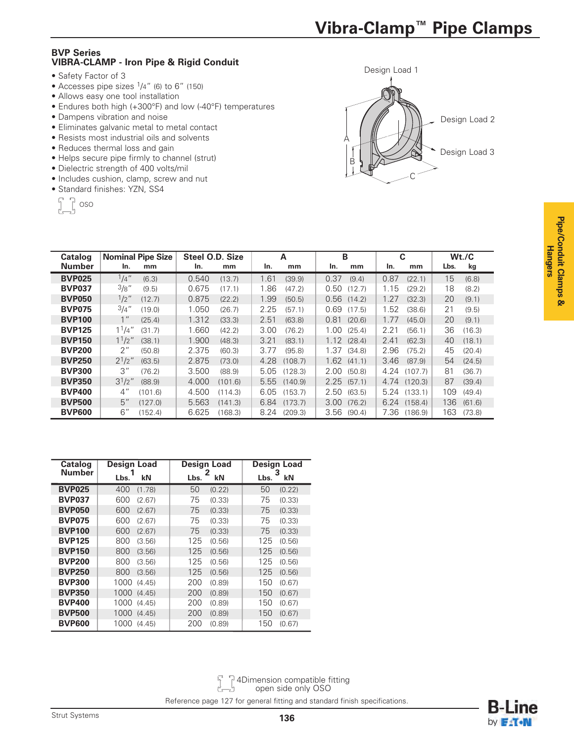# Vibra-Clamp™ Pipe Clamps

## BVP Series
## VIBRA-CLAMP - Iron Pipe & Rigid Conduit

- Safety Factor of 3
- Accesses pipe sizes 1/4" (6) to 6" (150)
- Allows easy one tool installation
- Endures both high (+300°F) and low (-40°F) temperatures
- Dampens vibration and noise
- Eliminates galvanic metal to metal contact
- Resists most industrial oils and solvents
- Reduces thermal loss and gain
- Helps secure pipe firmly to channel (strut)
- Dielectric strength of 400 volts/mil
- Includes cushion, clamp, screw and nut
- Standard finishes: YZN, SS4

OSO

Design Load 1

Design Load 2

Design Load 3

| Catalog Number | Nominal Pipe Size | | Steel O.D. Size | | A | | B | | C | | Wt./C | |
|---|---|---|---|---|---|---|---|---|---|---|---|---|
| | In. | mm | In. | mm | In. | mm | In. | mm | In. | mm | Lbs. | kg |
| **BVP025** | 1/4" | (6.3) | 0.540 | (13.7) | 1.61 | (39.9) | 0.37 | (9.4) | 0.87 | (22.1) | 15 | (6.8) |
| **BVP037** | 3/8" | (9.5) | 0.675 | (17.1) | 1.86 | (47.2) | 0.50 | (12.7) | 1.15 | (29.2) | 18 | (8.2) |
| **BVP050** | 1/2" | (12.7) | 0.875 | (22.2) | 1.99 | (50.5) | 0.56 | (14.2) | 1.27 | (32.3) | 20 | (9.1) |
| **BVP075** | 3/4" | (19.0) | 1.050 | (26.7) | 2.25 | (57.1) | 0.69 | (17.5) | 1.52 | (38.6) | 21 | (9.5) |
| **BVP100** | 1" | (25.4) | 1.312 | (33.3) | 2.51 | (63.8) | 0.81 | (20.6) | 1.77 | (45.0) | 20 | (9.1) |
| **BVP125** | 1 1/4" | (31.7) | 1.660 | (42.2) | 3.00 | (76.2) | 1.00 | (25.4) | 2.21 | (56.1) | 36 | (16.3) |
| **BVP150** | 1 1/2" | (38.1) | 1.900 | (48.3) | 3.21 | (83.1) | 1.12 | (28.4) | 2.41 | (62.3) | 40 | (18.1) |
| **BVP200** | 2" | (50.8) | 2.375 | (60.3) | 3.77 | (95.8) | 1.37 | (34.8) | 2.96 | (75.2) | 45 | (20.4) |
| **BVP250** | 2 1/2" | (63.5) | 2.875 | (73.0) | 4.28 | (108.7) | 1.62 | (41.1) | 3.46 | (87.9) | 54 | (24.5) |
| **BVP300** | 3" | (76.2) | 3.500 | (88.9) | 5.05 | (128.3) | 2.00 | (50.8) | 4.24 | (107.7) | 81 | (36.7) |
| **BVP350** | 3 1/2" | (88.9) | 4.000 | (101.6) | 5.55 | (140.9) | 2.25 | (57.1) | 4.74 | (120.3) | 87 | (39.4) |
| **BVP400** | 4" | (101.6) | 4.500 | (114.3) | 6.05 | (153.7) | 2.50 | (63.5) | 5.24 | (133.1) | 109 | (49.4) |
| **BVP500** | 5" | (127.0) | 5.563 | (141.3) | 6.84 | (173.7) | 3.00 | (76.2) | 6.24 | (158.4) | 136 | (61.6) |
| **BVP600** | 6" | (152.4) | 6.625 | (168.3) | 8.24 | (209.3) | 3.56 | (90.4) | 7.36 | (186.9) | 163 | (73.8) |

| Catalog Number | Design Load 1 | | Design Load 2 | | Design Load 3 | |
|---|---|---|---|---|---|---|
| | Lbs. | kN | Lbs. | kN | Lbs. | kN |
| **BVP025** | 400 | (1.78) | 50 | (0.22) | 50 | (0.22) |
| **BVP037** | 600 | (2.67) | 75 | (0.33) | 75 | (0.33) |
| **BVP050** | 600 | (2.67) | 75 | (0.33) | 75 | (0.33) |
| **BVP075** | 600 | (2.67) | 75 | (0.33) | 75 | (0.33) |
| **BVP100** | 600 | (2.67) | 75 | (0.33) | 75 | (0.33) |
| **BVP125** | 800 | (3.56) | 125 | (0.56) | 125 | (0.56) |
| **BVP150** | 800 | (3.56) | 125 | (0.56) | 125 | (0.56) |
| **BVP200** | 800 | (3.56) | 125 | (0.56) | 125 | (0.56) |
| **BVP250** | 800 | (3.56) | 125 | (0.56) | 125 | (0.56) |
| **BVP300** | 1000 | (4.45) | 200 | (0.89) | 150 | (0.67) |
| **BVP350** | 1000 | (4.45) | 200 | (0.89) | 150 | (0.67) |
| **BVP400** | 1000 | (4.45) | 200 | (0.89) | 150 | (0.67) |
| **BVP500** | 1000 | (4.45) | 200 | (0.89) | 150 | (0.67) |
| **BVP600** | 1000 | (4.45) | 200 | (0.89) | 150 | (0.67) |

4Dimension compatible fitting
open side only OSO

Reference page 127 for general fitting and standard finish specifications.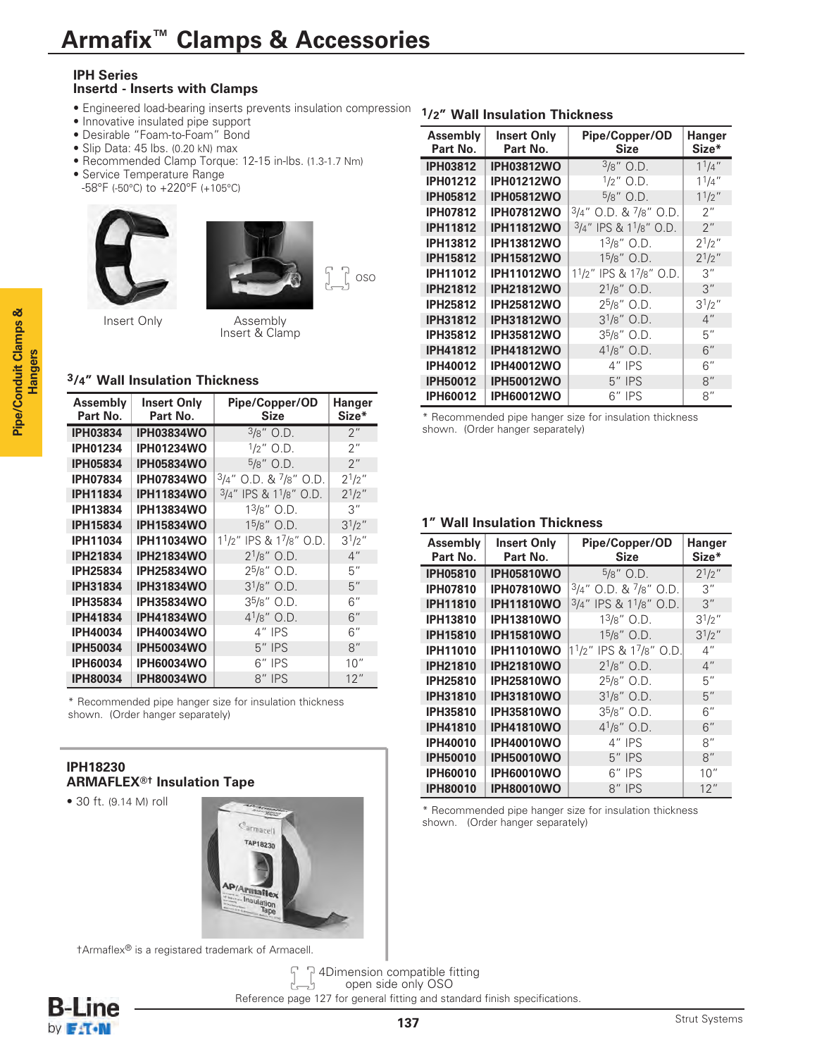# Armafix™ Clamps & Accessories

### IPH Series
### Insertd - Inserts with Clamps

- Engineered load-bearing inserts prevents insulation compression
- Innovative insulated pipe support
- Desirable "Foam-to-Foam" Bond
- Slip Data: 45 lbs. (0.20 kN) max
- Recommended Clamp Torque: 12-15 in-lbs. (1.3-1.7 Nm)
- Service Temperature Range
  -58°F (-50°C) to +220°F (+105°C)

Insert Only

Assembly
Insert & Clamp

OSO

### 1/2" Wall Insulation Thickness

| Assembly Part No. | Insert Only Part No. | Pipe/Copper/OD Size | Hanger Size* |
|---|---|---|---|
| IPH03812 | IPH03812WO | 3/8" O.D. | 1 1/4" |
| IPH01212 | IPH01212WO | 1/2" O.D. | 1 1/4" |
| IPH05812 | IPH05812WO | 5/8" O.D. | 1 1/2" |
| IPH07812 | IPH07812WO | 3/4" O.D. & 7/8" O.D. | 2" |
| IPH11812 | IPH11812WO | 3/4" IPS & 1 1/8" O.D. | 2" |
| IPH13812 | IPH13812WO | 1 3/8" O.D. | 2 1/2" |
| IPH15812 | IPH15812WO | 1 5/8" O.D. | 2 1/2" |
| IPH11012 | IPH11012WO | 1 1/2" IPS & 1 7/8" O.D. | 3" |
| IPH21812 | IPH21812WO | 2 1/8" O.D. | 3" |
| IPH25812 | IPH25812WO | 2 5/8" O.D. | 3 1/2" |
| IPH31812 | IPH31812WO | 3 1/8" O.D. | 4" |
| IPH35812 | IPH35812WO | 3 5/8" O.D. | 5" |
| IPH41812 | IPH41812WO | 4 1/8" O.D. | 6" |
| IPH40012 | IPH40012WO | 4" IPS | 6" |
| IPH50012 | IPH50012WO | 5" IPS | 8" |
| IPH60012 | IPH60012WO | 6" IPS | 8" |

* Recommended pipe hanger size for insulation thickness shown. (Order hanger separately)

### 3/4" Wall Insulation Thickness

| Assembly Part No. | Insert Only Part No. | Pipe/Copper/OD Size | Hanger Size* |
|---|---|---|---|
| IPH03834 | IPH03834WO | 3/8" O.D. | 2" |
| IPH01234 | IPH01234WO | 1/2" O.D. | 2" |
| IPH05834 | IPH05834WO | 5/8" O.D. | 2" |
| IPH07834 | IPH07834WO | 3/4" O.D. & 7/8" O.D. | 2 1/2" |
| IPH11834 | IPH11834WO | 3/4" IPS & 1 1/8" O.D. | 2 1/2" |
| IPH13834 | IPH13834WO | 1 3/8" O.D. | 3" |
| IPH15834 | IPH15834WO | 1 5/8" O.D. | 3 1/2" |
| IPH11034 | IPH11034WO | 1 1/2" IPS & 1 7/8" O.D. | 3 1/2" |
| IPH21834 | IPH21834WO | 2 1/8" O.D. | 4" |
| IPH25834 | IPH25834WO | 2 5/8" O.D. | 5" |
| IPH31834 | IPH31834WO | 3 1/8" O.D. | 5" |
| IPH35834 | IPH35834WO | 3 5/8" O.D. | 6" |
| IPH41834 | IPH41834WO | 4 1/8" O.D. | 6" |
| IPH40034 | IPH40034WO | 4" IPS | 6" |
| IPH50034 | IPH50034WO | 5" IPS | 8" |
| IPH60034 | IPH60034WO | 6" IPS | 10" |
| IPH80034 | IPH80034WO | 8" IPS | 12" |

* Recommended pipe hanger size for insulation thickness shown. (Order hanger separately)

### 1" Wall Insulation Thickness

| Assembly Part No. | Insert Only Part No. | Pipe/Copper/OD Size | Hanger Size* |
|---|---|---|---|
| IPH05810 | IPH05810WO | 5/8" O.D. | 2 1/2" |
| IPH07810 | IPH07810WO | 3/4" O.D. & 7/8" O.D. | 3" |
| IPH11810 | IPH11810WO | 3/4" IPS & 1 1/8" O.D. | 3" |
| IPH13810 | IPH13810WO | 1 3/8" O.D. | 3 1/2" |
| IPH15810 | IPH15810WO | 1 5/8" O.D. | 3 1/2" |
| IPH11010 | IPH11010WO | 1 1/2" IPS & 1 7/8" O.D. | 4" |
| IPH21810 | IPH21810WO | 2 1/8" O.D. | 4" |
| IPH25810 | IPH25810WO | 2 5/8" O.D. | 5" |
| IPH31810 | IPH31810WO | 3 1/8" O.D. | 5" |
| IPH35810 | IPH35810WO | 3 5/8" O.D. | 6" |
| IPH41810 | IPH41810WO | 4 1/8" O.D. | 6" |
| IPH40010 | IPH40010WO | 4" IPS | 8" |
| IPH50010 | IPH50010WO | 5" IPS | 8" |
| IPH60010 | IPH60010WO | 6" IPS | 10" |
| IPH80010 | IPH80010WO | 8" IPS | 12" |

* Recommended pipe hanger size for insulation thickness shown. (Order hanger separately)

### IPH18230
### ARMAFLEX®† Insulation Tape

- 30 ft. (9.14 M) roll

†Armaflex® is a registared trademark of Armacell.

4Dimension compatible fitting open side only OSO

Reference page 127 for general fitting and standard finish specifications.